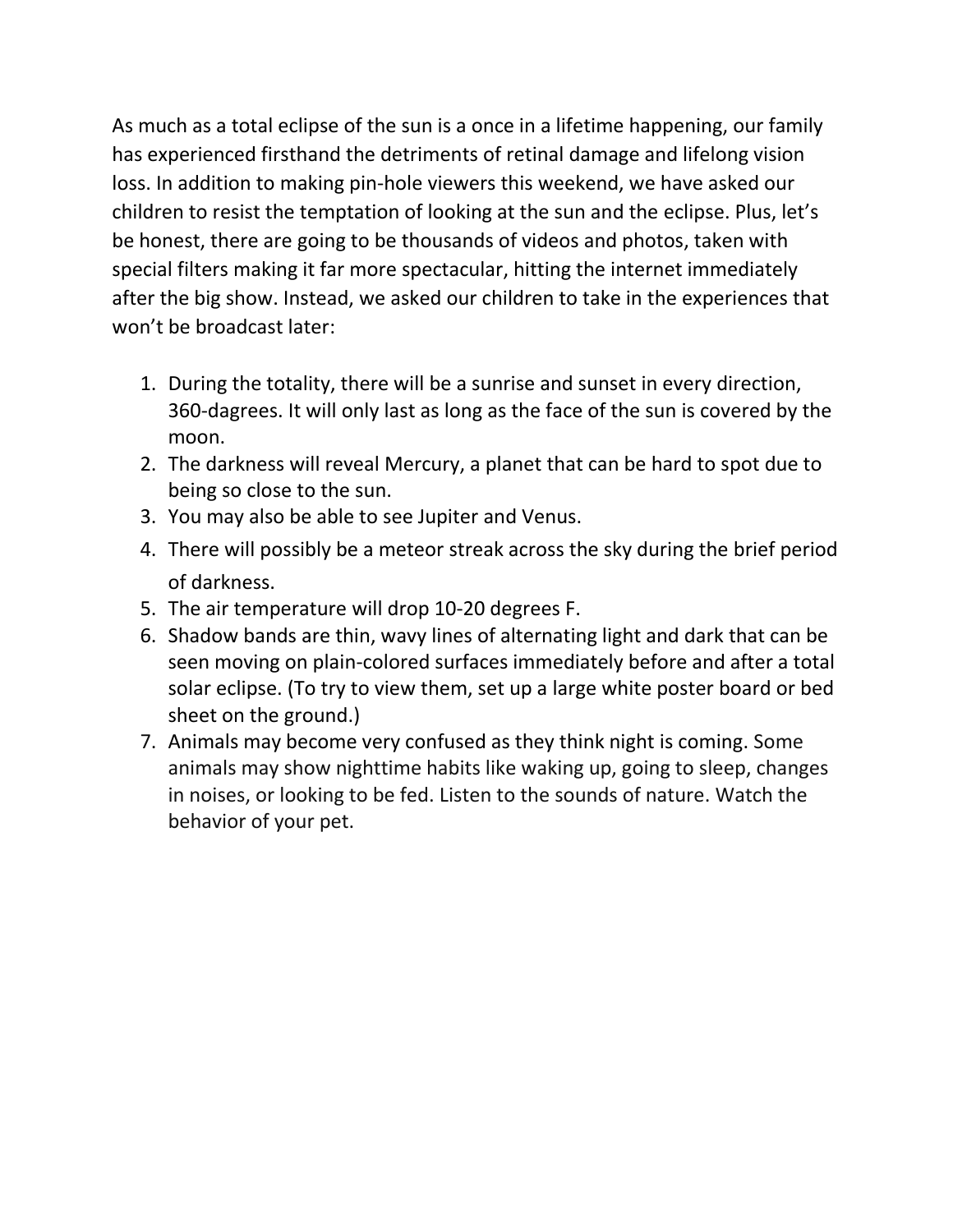As much as a total eclipse of the sun is a once in a lifetime happening, our family has experienced firsthand the detriments of retinal damage and lifelong vision loss. In addition to making pin-hole viewers this weekend, we have asked our children to resist the temptation of looking at the sun and the eclipse. Plus, let's be honest, there are going to be thousands of videos and photos, taken with special filters making it far more spectacular, hitting the internet immediately after the big show. Instead, we asked our children to take in the experiences that won't be broadcast later:

1. During the totality, there will be a sunrise and sunset in every direction, 360-dagrees. It will only last as long as the face of the sun is covered by the moon.
2. The darkness will reveal Mercury, a planet that can be hard to spot due to being so close to the sun.
3. You may also be able to see Jupiter and Venus.
4. There will possibly be a meteor streak across the sky during the brief period of darkness.
5. The air temperature will drop 10-20 degrees F.
6. Shadow bands are thin, wavy lines of alternating light and dark that can be seen moving on plain-colored surfaces immediately before and after a total solar eclipse. (To try to view them, set up a large white poster board or bed sheet on the ground.)
7. Animals may become very confused as they think night is coming. Some animals may show nighttime habits like waking up, going to sleep, changes in noises, or looking to be fed. Listen to the sounds of nature. Watch the behavior of your pet.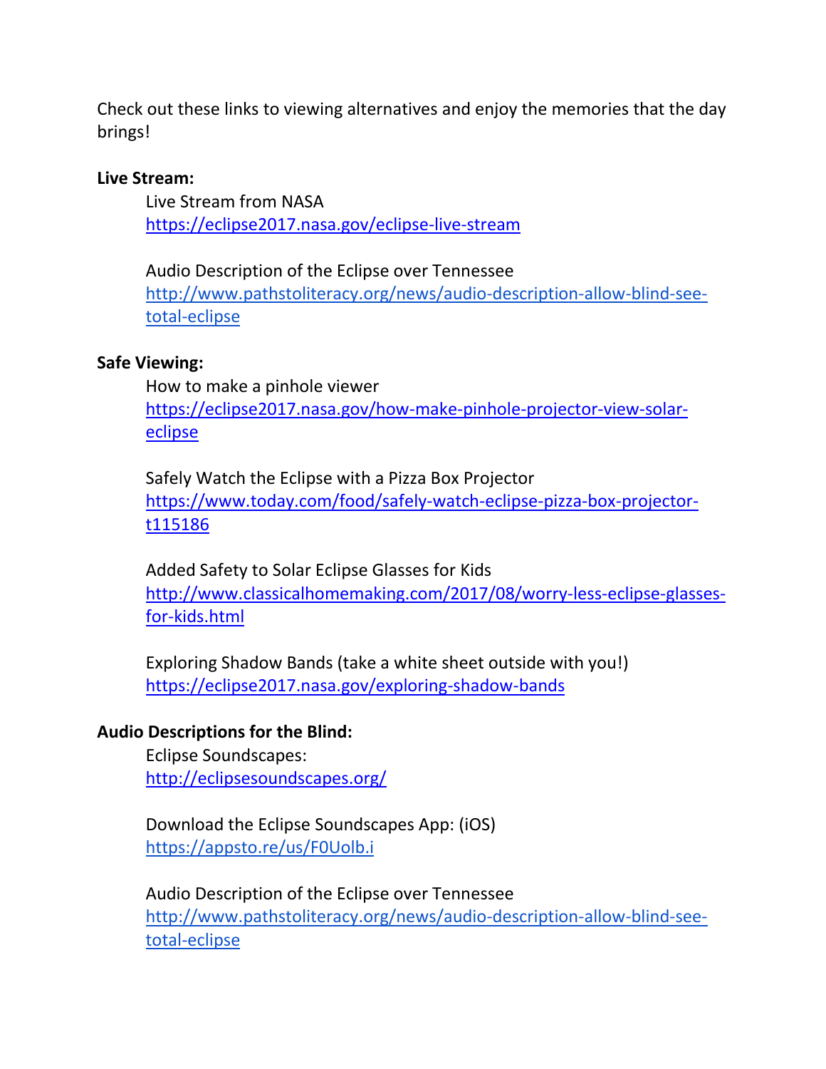Check out these links to viewing alternatives and enjoy the memories that the day brings!

**Live Stream:**

Live Stream from NASA
https://eclipse2017.nasa.gov/eclipse-live-stream

Audio Description of the Eclipse over Tennessee
http://www.pathstoliteracy.org/news/audio-description-allow-blind-see-total-eclipse

**Safe Viewing:**

How to make a pinhole viewer
https://eclipse2017.nasa.gov/how-make-pinhole-projector-view-solar-eclipse

Safely Watch the Eclipse with a Pizza Box Projector
https://www.today.com/food/safely-watch-eclipse-pizza-box-projector-t115186

Added Safety to Solar Eclipse Glasses for Kids
http://www.classicalhomemaking.com/2017/08/worry-less-eclipse-glasses-for-kids.html

Exploring Shadow Bands (take a white sheet outside with you!)
https://eclipse2017.nasa.gov/exploring-shadow-bands

**Audio Descriptions for the Blind:**

Eclipse Soundscapes:
http://eclipsesoundscapes.org/

Download the Eclipse Soundscapes App: (iOS)
https://appsto.re/us/F0Uolb.i

Audio Description of the Eclipse over Tennessee
http://www.pathstoliteracy.org/news/audio-description-allow-blind-see-total-eclipse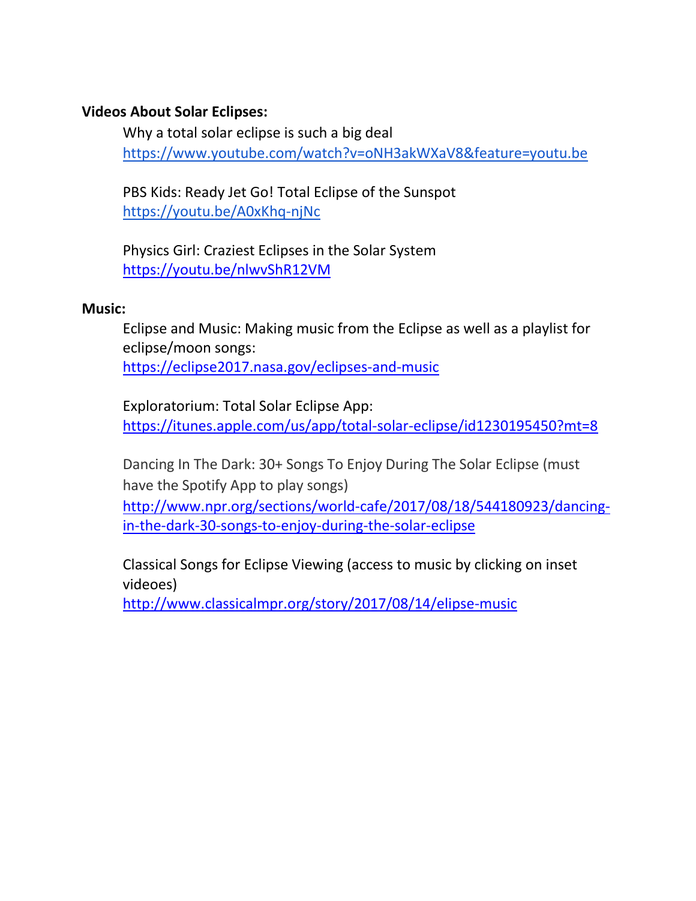**Videos About Solar Eclipses:**

Why a total solar eclipse is such a big deal
https://www.youtube.com/watch?v=oNH3akWXaV8&feature=youtu.be

PBS Kids: Ready Jet Go! Total Eclipse of the Sunspot
https://youtu.be/A0xKhq-njNc

Physics Girl: Craziest Eclipses in the Solar System
https://youtu.be/nlwvShR12VM

**Music:**

Eclipse and Music: Making music from the Eclipse as well as a playlist for eclipse/moon songs:
https://eclipse2017.nasa.gov/eclipses-and-music

Exploratorium: Total Solar Eclipse App:
https://itunes.apple.com/us/app/total-solar-eclipse/id1230195450?mt=8

Dancing In The Dark: 30+ Songs To Enjoy During The Solar Eclipse (must have the Spotify App to play songs)
http://www.npr.org/sections/world-cafe/2017/08/18/544180923/dancing-in-the-dark-30-songs-to-enjoy-during-the-solar-eclipse

Classical Songs for Eclipse Viewing (access to music by clicking on inset videoes)
http://www.classicalmpr.org/story/2017/08/14/elipse-music